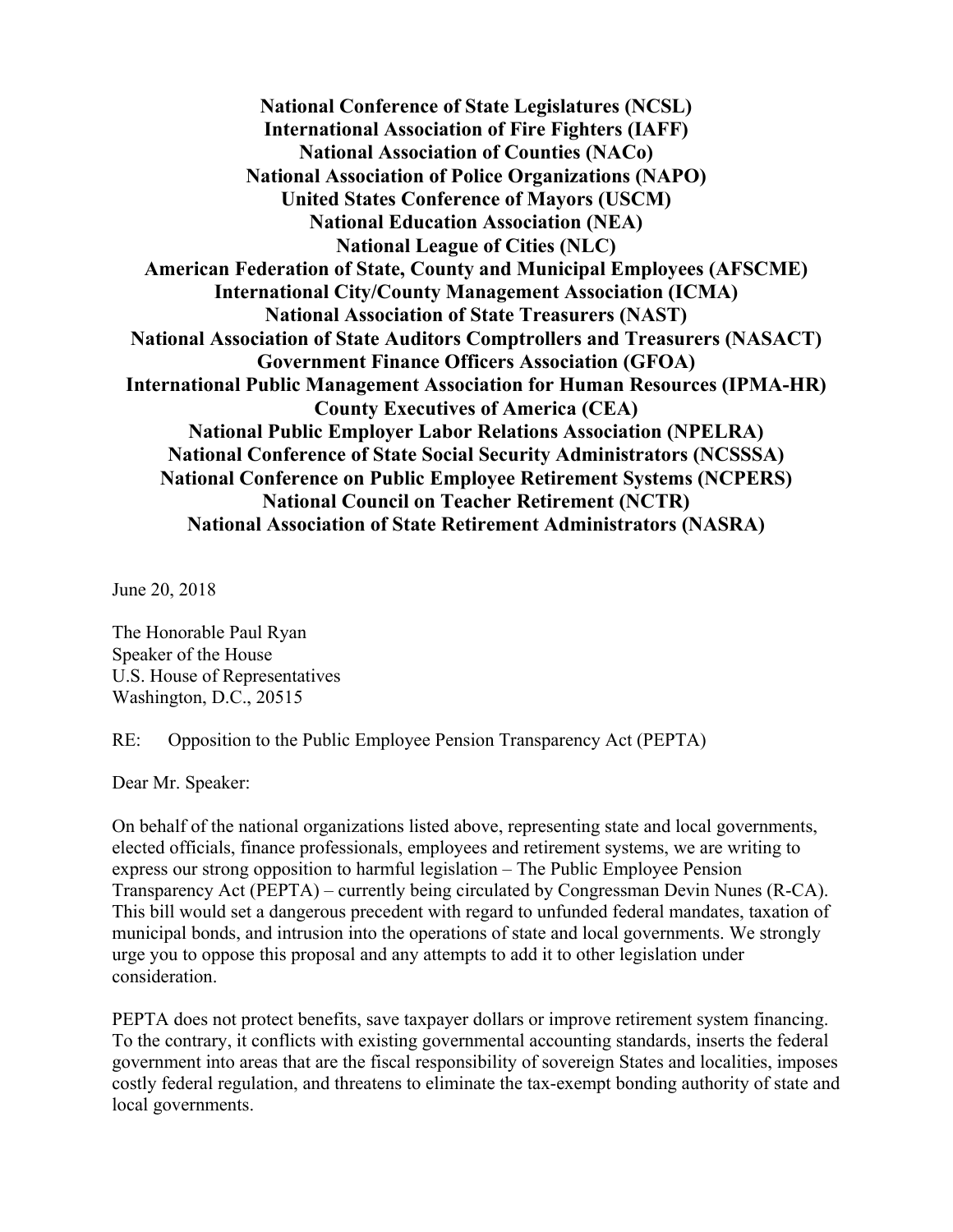**National Conference of State Legislatures (NCSL)**
**International Association of Fire Fighters (IAFF)**
**National Association of Counties (NACo)**
**National Association of Police Organizations (NAPO)**
**United States Conference of Mayors (USCM)**
**National Education Association (NEA)**
**National League of Cities (NLC)**
**American Federation of State, County and Municipal Employees (AFSCME)**
**International City/County Management Association (ICMA)**
**National Association of State Treasurers (NAST)**
**National Association of State Auditors Comptrollers and Treasurers (NASACT)**
**Government Finance Officers Association (GFOA)**
**International Public Management Association for Human Resources (IPMA-HR)**
**County Executives of America (CEA)**
**National Public Employer Labor Relations Association (NPELRA)**
**National Conference of State Social Security Administrators (NCSSSA)**
**National Conference on Public Employee Retirement Systems (NCPERS)**
**National Council on Teacher Retirement (NCTR)**
**National Association of State Retirement Administrators (NASRA)**

June 20, 2018

The Honorable Paul Ryan
Speaker of the House
U.S. House of Representatives
Washington, D.C., 20515

RE: Opposition to the Public Employee Pension Transparency Act (PEPTA)

Dear Mr. Speaker:

On behalf of the national organizations listed above, representing state and local governments, elected officials, finance professionals, employees and retirement systems, we are writing to express our strong opposition to harmful legislation – The Public Employee Pension Transparency Act (PEPTA) – currently being circulated by Congressman Devin Nunes (R-CA). This bill would set a dangerous precedent with regard to unfunded federal mandates, taxation of municipal bonds, and intrusion into the operations of state and local governments. We strongly urge you to oppose this proposal and any attempts to add it to other legislation under consideration.

PEPTA does not protect benefits, save taxpayer dollars or improve retirement system financing. To the contrary, it conflicts with existing governmental accounting standards, inserts the federal government into areas that are the fiscal responsibility of sovereign States and localities, imposes costly federal regulation, and threatens to eliminate the tax-exempt bonding authority of state and local governments.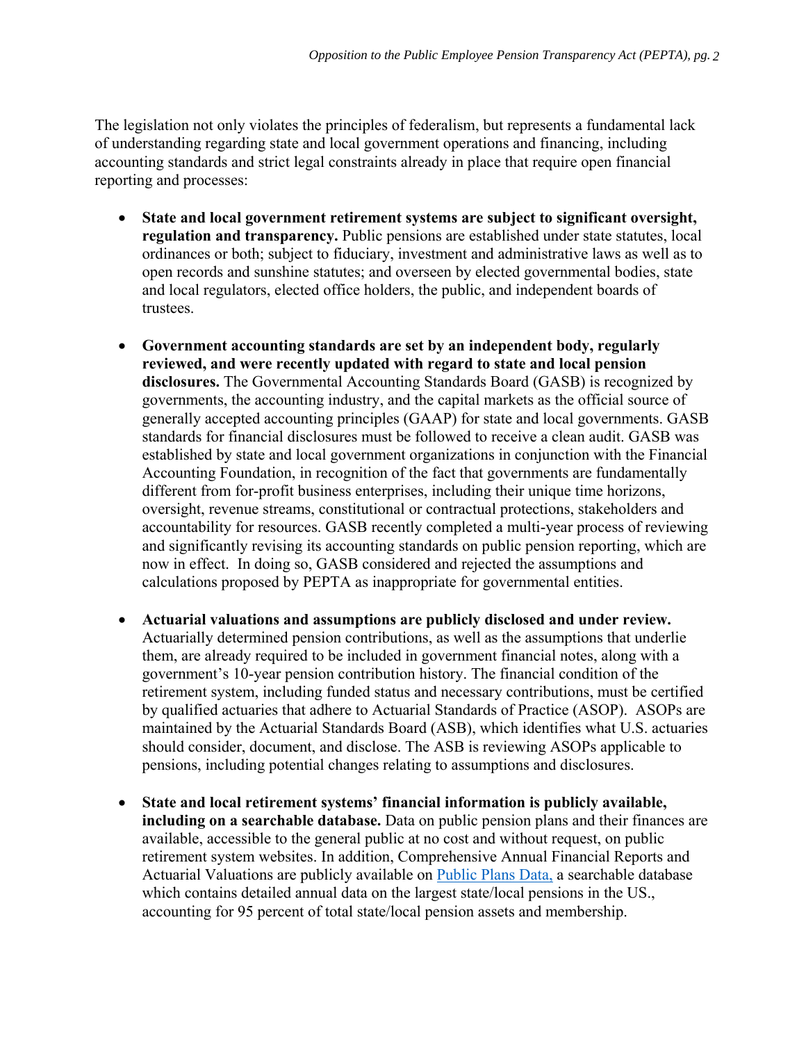The legislation not only violates the principles of federalism, but represents a fundamental lack of understanding regarding state and local government operations and financing, including accounting standards and strict legal constraints already in place that require open financial reporting and processes:

- **State and local government retirement systems are subject to significant oversight, regulation and transparency.** Public pensions are established under state statutes, local ordinances or both; subject to fiduciary, investment and administrative laws as well as to open records and sunshine statutes; and overseen by elected governmental bodies, state and local regulators, elected office holders, the public, and independent boards of trustees.

- **Government accounting standards are set by an independent body, regularly reviewed, and were recently updated with regard to state and local pension disclosures.** The Governmental Accounting Standards Board (GASB) is recognized by governments, the accounting industry, and the capital markets as the official source of generally accepted accounting principles (GAAP) for state and local governments. GASB standards for financial disclosures must be followed to receive a clean audit. GASB was established by state and local government organizations in conjunction with the Financial Accounting Foundation, in recognition of the fact that governments are fundamentally different from for-profit business enterprises, including their unique time horizons, oversight, revenue streams, constitutional or contractual protections, stakeholders and accountability for resources. GASB recently completed a multi-year process of reviewing and significantly revising its accounting standards on public pension reporting, which are now in effect. In doing so, GASB considered and rejected the assumptions and calculations proposed by PEPTA as inappropriate for governmental entities.

- **Actuarial valuations and assumptions are publicly disclosed and under review.** Actuarially determined pension contributions, as well as the assumptions that underlie them, are already required to be included in government financial notes, along with a government's 10-year pension contribution history. The financial condition of the retirement system, including funded status and necessary contributions, must be certified by qualified actuaries that adhere to Actuarial Standards of Practice (ASOP). ASOPs are maintained by the Actuarial Standards Board (ASB), which identifies what U.S. actuaries should consider, document, and disclose. The ASB is reviewing ASOPs applicable to pensions, including potential changes relating to assumptions and disclosures.

- **State and local retirement systems' financial information is publicly available, including on a searchable database.** Data on public pension plans and their finances are available, accessible to the general public at no cost and without request, on public retirement system websites. In addition, Comprehensive Annual Financial Reports and Actuarial Valuations are publicly available on Public Plans Data, a searchable database which contains detailed annual data on the largest state/local pensions in the US., accounting for 95 percent of total state/local pension assets and membership.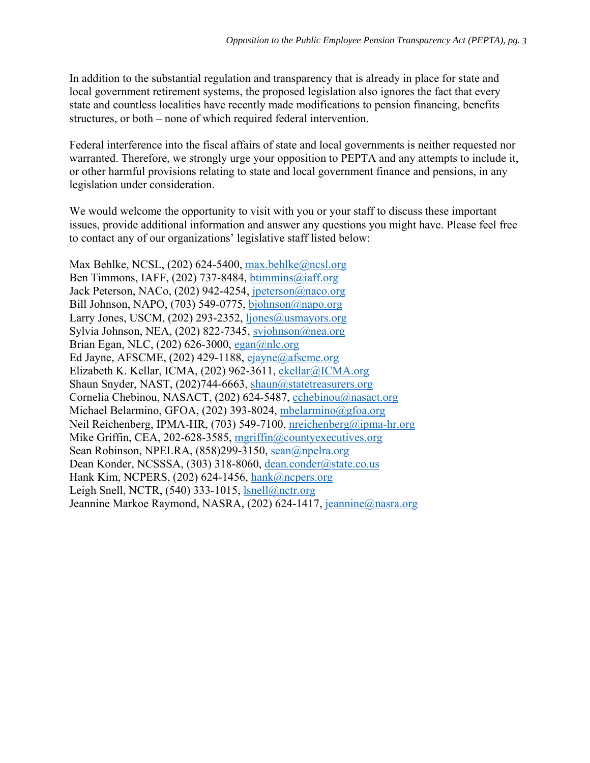In addition to the substantial regulation and transparency that is already in place for state and local government retirement systems, the proposed legislation also ignores the fact that every state and countless localities have recently made modifications to pension financing, benefits structures, or both – none of which required federal intervention.

Federal interference into the fiscal affairs of state and local governments is neither requested nor warranted. Therefore, we strongly urge your opposition to PEPTA and any attempts to include it, or other harmful provisions relating to state and local government finance and pensions, in any legislation under consideration.

We would welcome the opportunity to visit with you or your staff to discuss these important issues, provide additional information and answer any questions you might have. Please feel free to contact any of our organizations' legislative staff listed below:

Max Behlke, NCSL, (202) 624-5400, max.behlke@ncsl.org
Ben Timmons, IAFF, (202) 737-8484, btimmins@iaff.org
Jack Peterson, NACo, (202) 942-4254, jpeterson@naco.org
Bill Johnson, NAPO, (703) 549-0775, bjohnson@napo.org
Larry Jones, USCM, (202) 293-2352, ljones@usmayors.org
Sylvia Johnson, NEA, (202) 822-7345, syjohnson@nea.org
Brian Egan, NLC, (202) 626-3000, egan@nlc.org
Ed Jayne, AFSCME, (202) 429-1188, ejayne@afscme.org
Elizabeth K. Kellar, ICMA, (202) 962-3611, ekellar@ICMA.org
Shaun Snyder, NAST, (202)744-6663, shaun@statetreasurers.org
Cornelia Chebinou, NASACT, (202) 624-5487, cchebinou@nasact.org
Michael Belarmino, GFOA, (202) 393-8024, mbelarmino@gfoa.org
Neil Reichenberg, IPMA-HR, (703) 549-7100, nreichenberg@ipma-hr.org
Mike Griffin, CEA, 202-628-3585, mgriffin@countyexecutives.org
Sean Robinson, NPELRA, (858)299-3150, sean@npelra.org
Dean Konder, NCSSSA, (303) 318-8060, dean.conder@state.co.us
Hank Kim, NCPERS, (202) 624-1456, hank@ncpers.org
Leigh Snell, NCTR, (540) 333-1015, lsnell@nctr.org
Jeannine Markoe Raymond, NASRA, (202) 624-1417, jeannine@nasra.org